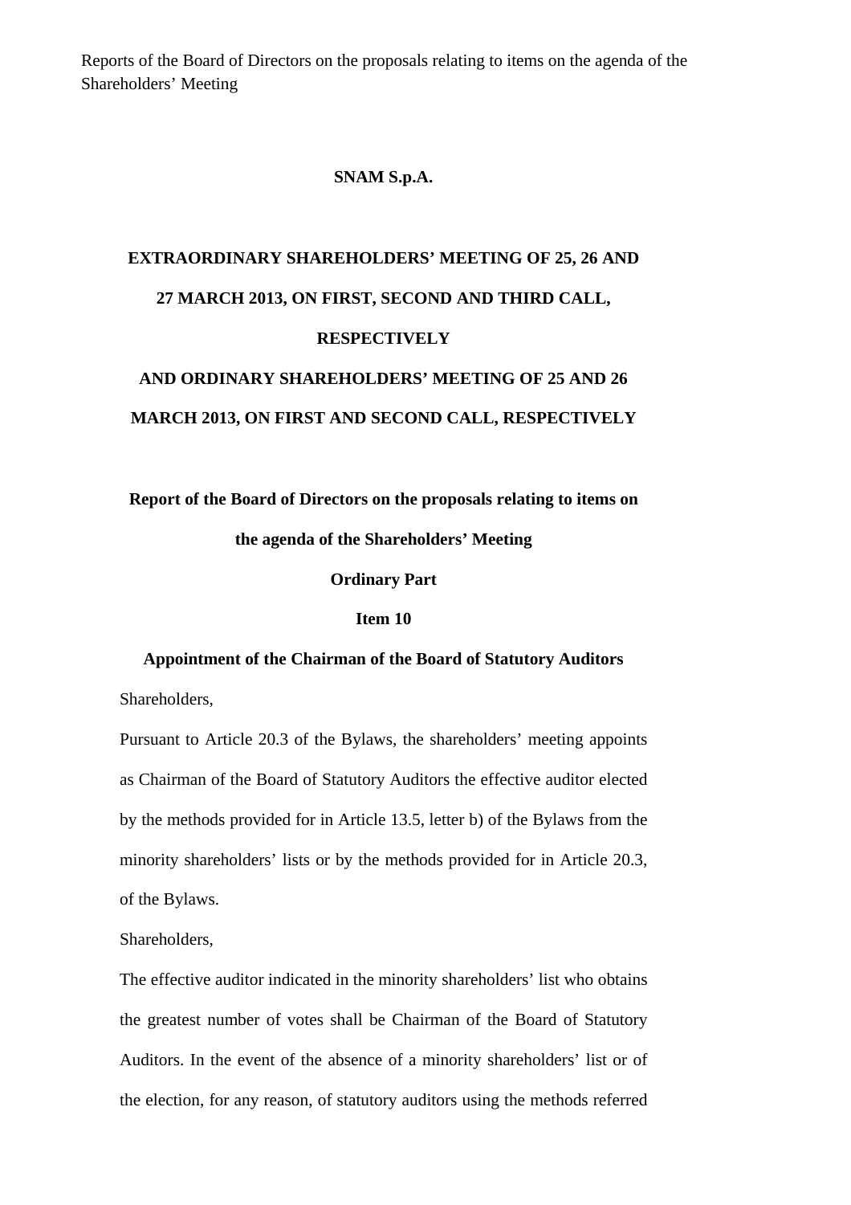Reports of the Board of Directors on the proposals relating to items on the agenda of the Shareholders' Meeting

**SNAM S.p.A.**

**EXTRAORDINARY SHAREHOLDERS' MEETING OF 25, 26 AND 27 MARCH 2013, ON FIRST, SECOND AND THIRD CALL, RESPECTIVELY**

**AND ORDINARY SHAREHOLDERS' MEETING OF 25 AND 26 MARCH 2013, ON FIRST AND SECOND CALL, RESPECTIVELY**

**Report of the Board of Directors on the proposals relating to items on the agenda of the Shareholders' Meeting**

**Ordinary Part**

**Item 10**

**Appointment of the Chairman of the Board of Statutory Auditors**

Shareholders,

Pursuant to Article 20.3 of the Bylaws, the shareholders' meeting appoints as Chairman of the Board of Statutory Auditors the effective auditor elected by the methods provided for in Article 13.5, letter b) of the Bylaws from the minority shareholders' lists or by the methods provided for in Article 20.3, of the Bylaws.

Shareholders,

The effective auditor indicated in the minority shareholders' list who obtains the greatest number of votes shall be Chairman of the Board of Statutory Auditors. In the event of the absence of a minority shareholders' list or of the election, for any reason, of statutory auditors using the methods referred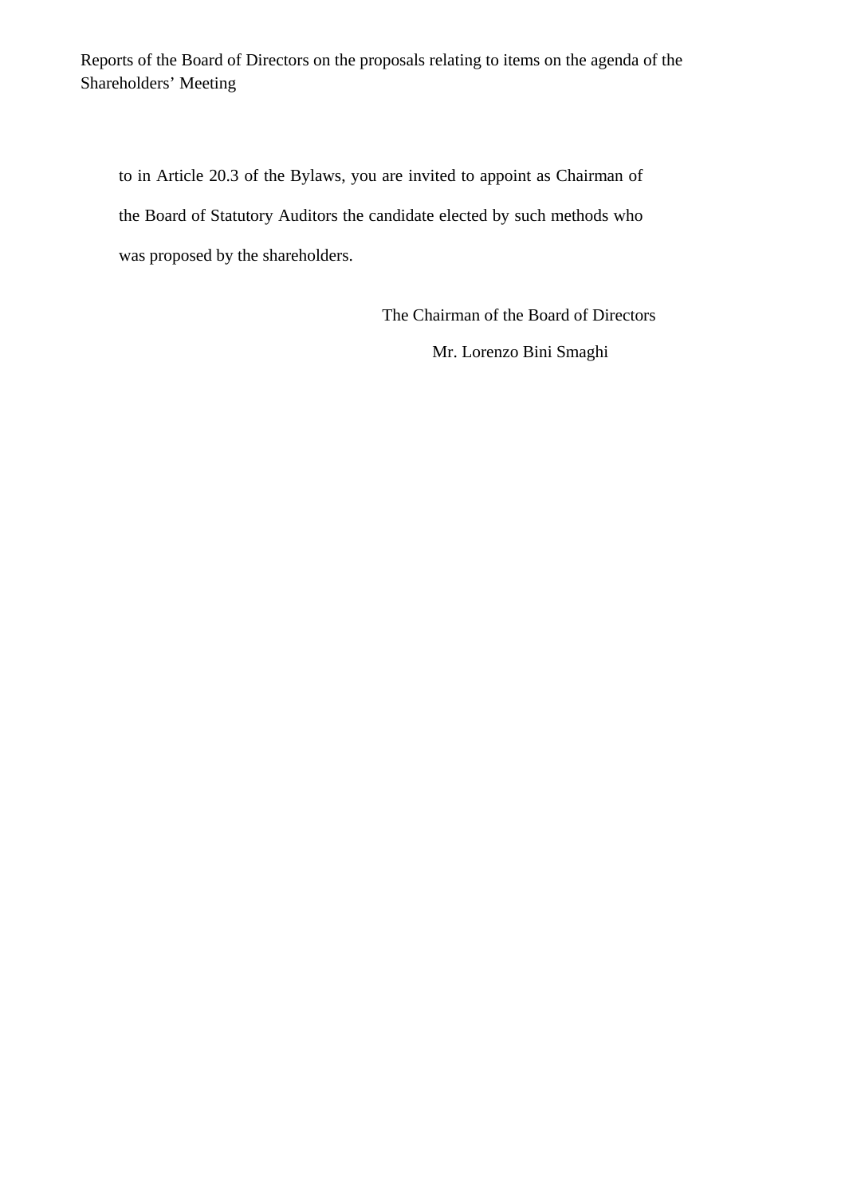to in Article 20.3 of the Bylaws, you are invited to appoint as Chairman of the Board of Statutory Auditors the candidate elected by such methods who was proposed by the shareholders.

The Chairman of the Board of Directors

Mr. Lorenzo Bini Smaghi